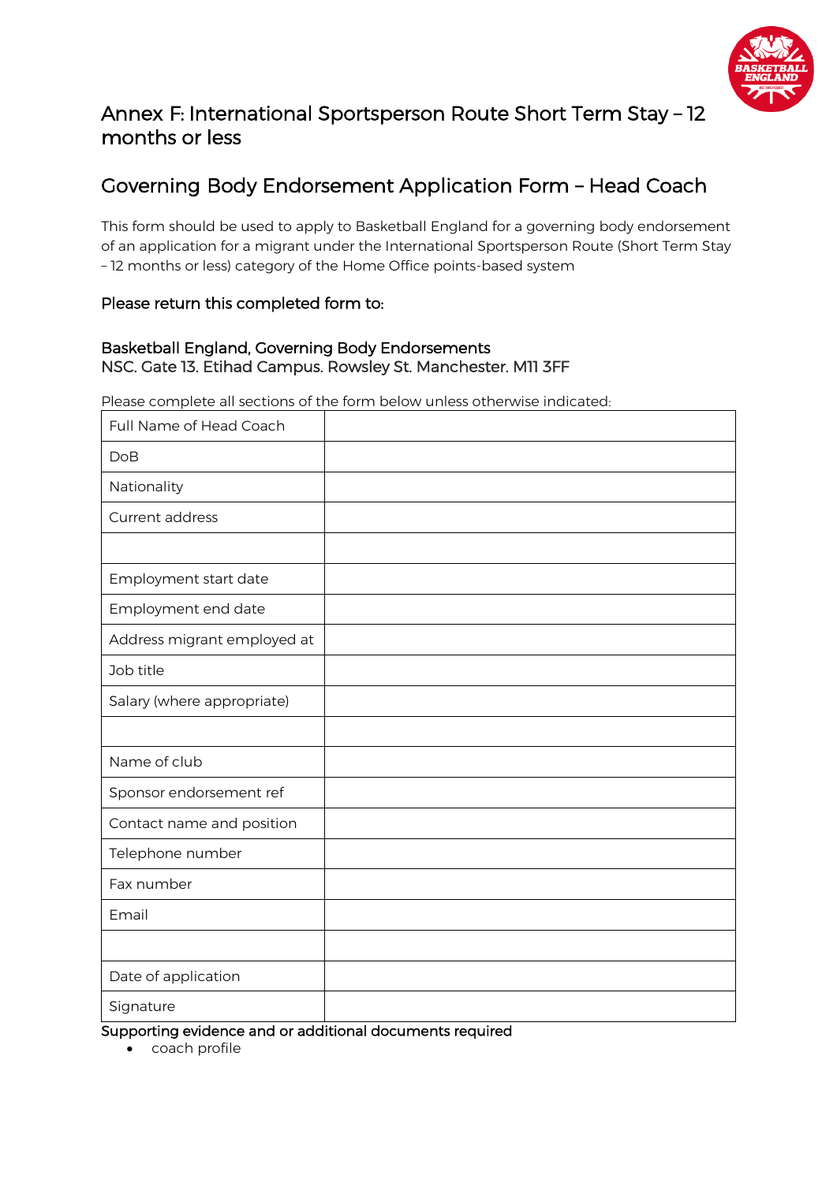# Annex F: International Sportsperson Route Short Term Stay – 12 months or less

## Governing Body Endorsement Application Form – Head Coach

This form should be used to apply to Basketball England for a governing body endorsement of an application for a migrant under the International Sportsperson Route (Short Term Stay – 12 months or less) category of the Home Office points-based system

### Please return this completed form to:

**Basketball England, Governing Body Endorsements**
NSC. Gate 13. Etihad Campus. Rowsley St. Manchester. M11 3FF

Please complete all sections of the form below unless otherwise indicated:

| Full Name of Head Coach | |
|---|---|
| DoB | |
| Nationality | |
| Current address | |
| | |
| Employment start date | |
| Employment end date | |
| Address migrant employed at | |
| Job title | |
| Salary (where appropriate) | |
| | |
| Name of club | |
| Sponsor endorsement ref | |
| Contact name and position | |
| Telephone number | |
| Fax number | |
| Email | |
| | |
| Date of application | |
| Signature | |

Supporting evidence and or additional documents required

- coach profile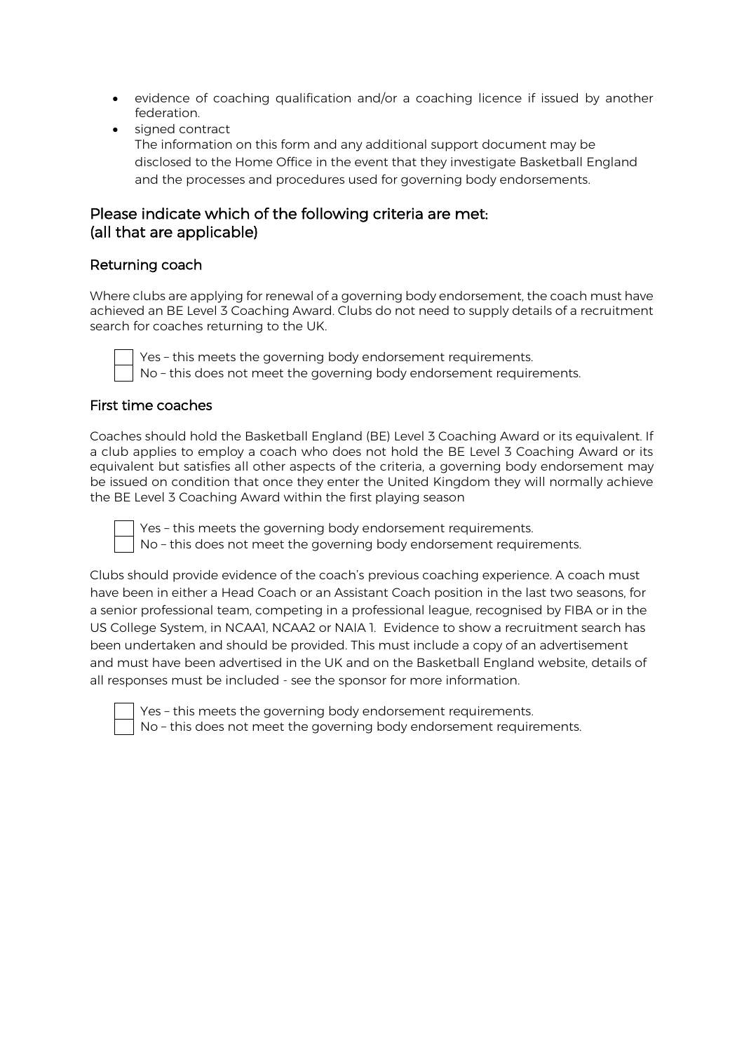- evidence of coaching qualification and/or a coaching licence if issued by another federation.
- signed contract

  The information on this form and any additional support document may be disclosed to the Home Office in the event that they investigate Basketball England and the processes and procedures used for governing body endorsements.

## Please indicate which of the following criteria are met: (all that are applicable)

### Returning coach

Where clubs are applying for renewal of a governing body endorsement, the coach must have achieved an BE Level 3 Coaching Award. Clubs do not need to supply details of a recruitment search for coaches returning to the UK.

☐ Yes – this meets the governing body endorsement requirements.
☐ No – this does not meet the governing body endorsement requirements.

### First time coaches

Coaches should hold the Basketball England (BE) Level 3 Coaching Award or its equivalent. If a club applies to employ a coach who does not hold the BE Level 3 Coaching Award or its equivalent but satisfies all other aspects of the criteria, a governing body endorsement may be issued on condition that once they enter the United Kingdom they will normally achieve the BE Level 3 Coaching Award within the first playing season

☐ Yes – this meets the governing body endorsement requirements.
☐ No – this does not meet the governing body endorsement requirements.

Clubs should provide evidence of the coach's previous coaching experience. A coach must have been in either a Head Coach or an Assistant Coach position in the last two seasons, for a senior professional team, competing in a professional league, recognised by FIBA or in the US College System, in NCAA1, NCAA2 or NAIA 1. Evidence to show a recruitment search has been undertaken and should be provided. This must include a copy of an advertisement and must have been advertised in the UK and on the Basketball England website, details of all responses must be included - see the sponsor for more information.

☐ Yes – this meets the governing body endorsement requirements.
☐ No – this does not meet the governing body endorsement requirements.